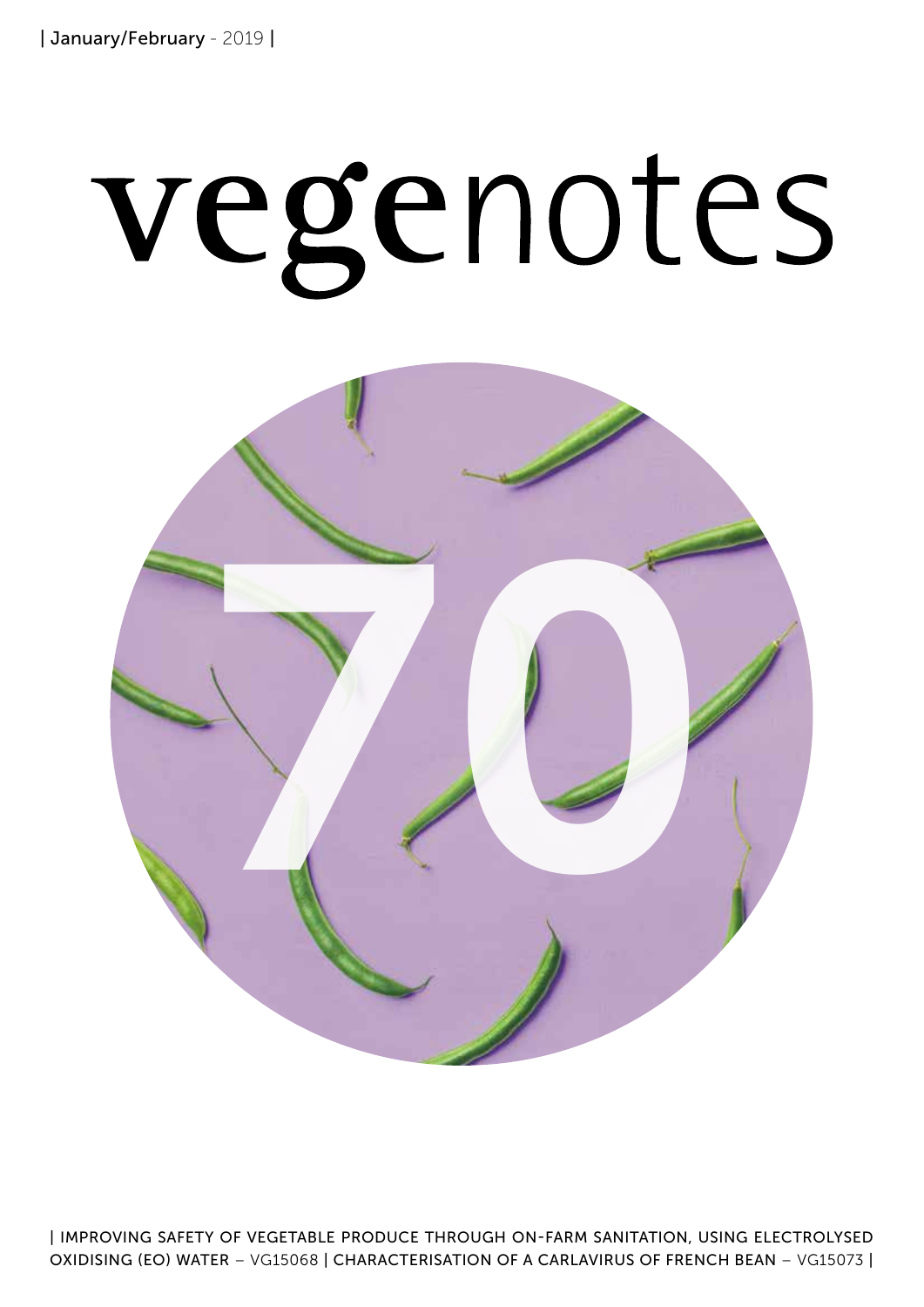| January/February - 2019 |

# vegenotes

# 70

| IMPROVING SAFETY OF VEGETABLE PRODUCE THROUGH ON-FARM SANITATION, USING ELECTROLYSED OXIDISING (EO) WATER – VG15068 | CHARACTERISATION OF A CARLAVIRUS OF FRENCH BEAN – VG15073 |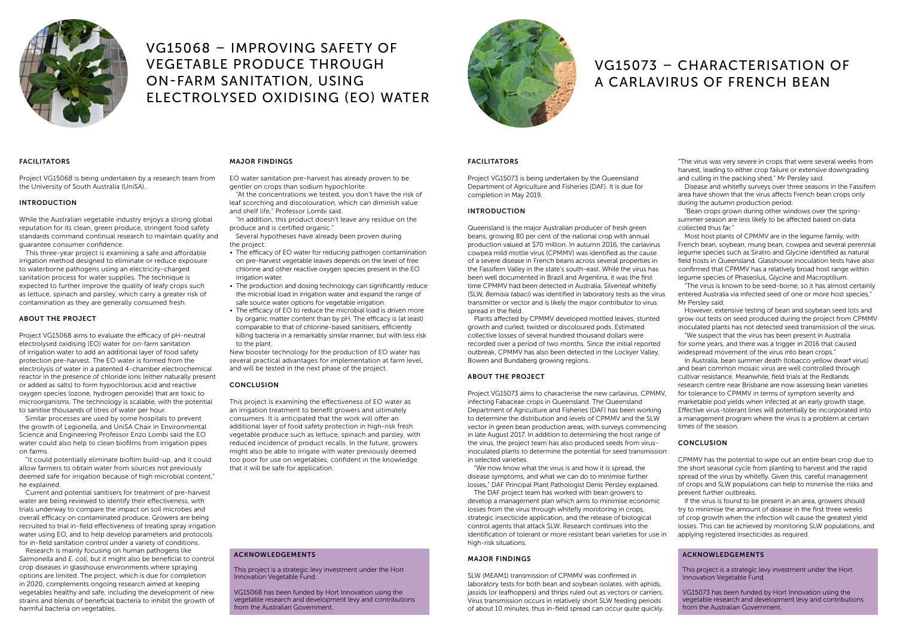# VG15068 – IMPROVING SAFETY OF VEGETABLE PRODUCE THROUGH ON-FARM SANITATION, USING ELECTROLYSED OXIDISING (EO) WATER

### FACILITATORS

Project VG15068 is being undertaken by a research team from the University of South Australia (UniSA).

### INTRODUCTION

While the Australian vegetable industry enjoys a strong global reputation for its clean, green produce, stringent food safety standards command continual research to maintain quality and guarantee consumer confidence.

This three-year project is examining a safe and affordable irrigation method designed to eliminate or reduce exposure to waterborne pathogens using an electricity-charged sanitation process for water supplies. The technique is expected to further improve the quality of leafy crops such as lettuce, spinach and parsley, which carry a greater risk of contamination as they are generally consumed fresh.

### ABOUT THE PROJECT

Project VG15068 aims to evaluate the efficacy of pH-neutral electrolysed oxidising (EO) water for on-farm sanitation of irrigation water to add an additional layer of food safety protection pre-harvest. The EO water is formed from the electrolysis of water in a patented 4-chamber electrochemical reactor in the presence of chloride ions (either naturally present or added as salts) to form hypochlorous acid and reactive oxygen species (ozone, hydrogen peroxide) that are toxic to microorganisms. The technology is scalable, with the potential to sanitise thousands of litres of water per hour.

Similar processes are used by some hospitals to prevent the growth of Legionella, and UniSA Chair in Environmental Science and Engineering Professor Enzo Lombi said the EO water could also help to clean biofilms from irrigation pipes on farms.

"It could potentially eliminate biofilm build-up, and it could allow farmers to obtain water from sources not previously deemed safe for irrigation because of high microbial content," he explained.

Current and potential sanitisers for treatment of pre-harvest water are being reviewed to identify their effectiveness, with trials underway to compare the impact on soil microbes and overall efficacy on contaminated produce. Growers are being recruited to trial in-field effectiveness of treating spray irrigation water using EO, and to help develop parameters and protocols for in-field sanitation control under a variety of conditions.

Research is mainly focusing on human pathogens like *Salmonella* and *E. coli*, but it might also be beneficial to control crop diseases in glasshouse environments where spraying options are limited. The project, which is due for completion in 2020, complements ongoing research aimed at keeping vegetables healthy and safe, including the development of new strains and blends of beneficial bacteria to inhibit the growth of harmful bacteria on vegetables.

### MAJOR FINDINGS

EO water sanitation pre-harvest has already proven to be gentler on crops than sodium hypochlorite.

"At the concentrations we tested, you don't have the risk of leaf scorching and discolouration, which can diminish value and shelf life," Professor Lombi said.

"In addition, this product doesn't leave any residue on the produce and is certified organic."

Several hypotheses have already been proven during the project:

- The efficacy of EO water for reducing pathogen contamination on pre-harvest vegetable leaves depends on the level of free chlorine and other reactive oxygen species present in the EO irrigation water.
- The production and dosing technology can significantly reduce the microbial load in irrigation water and expand the range of safe source water options for vegetable irrigation.
- The efficacy of EO to reduce the microbial load is driven more by organic matter content than by pH. The efficacy is (at least) comparable to that of chlorine-based sanitisers, efficiently killing bacteria in a remarkably similar manner, but with less risk to the plant.

New booster technology for the production of EO water has several practical advantages for implementation at farm level, and will be tested in the next phase of the project.

### CONCLUSION

This project is examining the effectiveness of EO water as an irrigation treatment to benefit growers and ultimately consumers. It is anticipated that the work will offer an additional layer of food safety protection in high-risk fresh vegetable produce such as lettuce, spinach and parsley, with reduced incidence of product recalls. In the future, growers might also be able to irrigate with water previously deemed too poor for use on vegetables, confident in the knowledge that it will be safe for application.

### ACKNOWLEDGEMENTS

This project is a strategic levy investment under the Hort Innovation Vegetable Fund.

VG15068 has been funded by Hort Innovation using the vegetable research and development levy and contributions from the Australian Government.

# VG15073 – CHARACTERISATION OF A CARLAVIRUS OF FRENCH BEAN

### FACILITATORS

Project VG15073 is being undertaken by the Queensland Department of Agriculture and Fisheries (DAF). It is due for completion in May 2019.

### INTRODUCTION

Queensland is the major Australian producer of fresh green beans, growing 80 per cent of the national crop with annual production valued at $70 million. In autumn 2016, the carlavirus cowpea mild mottle virus (CPMMV) was identified as the cause of a severe disease in French beans across several properties in the Fassifern Valley in the state's south-east. While the virus has been well documented in Brazil and Argentina, it was the first time CPMMV had been detected in Australia. Silverleaf whitefly (SLW, *Bemisia tabaci*) was identified in laboratory tests as the virus transmitter or vector and is likely the major contributor to virus spread in the field.

Plants affected by CPMMV developed mottled leaves, stunted growth and curled, twisted or discoloured pods. Estimated collective losses of several hundred thousand dollars were recorded over a period of two months. Since the initial reported outbreak, CPMMV has also been detected in the Lockyer Valley, Bowen and Bundaberg growing regions.

### ABOUT THE PROJECT

Project VG15073 aims to characterise the new carlavirus, CPMMV, infecting Fabaceae crops in Queensland. The Queensland Department of Agriculture and Fisheries (DAF) has been working to determine the distribution and levels of CPMMV and the SLW vector in green bean production areas, with surveys commencing in late August 2017. In addition to determining the host range of the virus, the project team has also produced seeds from virus-inoculated plants to determine the potential for seed transmission in selected varieties.

"We now know what the virus is and how it is spread, the disease symptoms, and what we can do to minimise further losses," DAF Principal Plant Pathologist Denis Persley explained.

The DAF project team has worked with bean growers to develop a management plan which aims to minimise economic losses from the virus through whitefly monitoring in crops, strategic insecticide application, and the release of biological control agents that attack SLW. Research continues into the identification of tolerant or more resistant bean varieties for use in high-risk situations.

### MAJOR FINDINGS

SLW (MEAM1) transmission of CPMMV was confirmed in laboratory tests for both bean and soybean isolates, with aphids, jassids (or leafhoppers) and thrips ruled out as vectors or carriers. Virus transmission occurs in relatively short SLW feeding periods of about 10 minutes, thus in-field spread can occur quite quickly.

"The virus was very severe in crops that were several weeks from harvest, leading to either crop failure or extensive downgrading and culling in the packing shed," Mr Persley said.

Disease and whitefly surveys over three seasons in the Fassifern area have shown that the virus affects French bean crops only during the autumn production period.

"Bean crops grown during other windows over the spring-summer season are less likely to be affected based on data collected thus far."

Most host plants of CPMMV are in the legume family, with French bean, soybean, mung bean, cowpea and several perennial legume species such as Siratro and Glycine identified as natural field hosts in Queensland. Glasshouse inoculation tests have also confirmed that CPMMV has a relatively broad host range within legume species of Phaseolus, Glycine and Macroptilium.

"The virus is known to be seed-borne, so it has almost certainly entered Australia via infected seed of one or more host species," Mr Persley said.

However, extensive testing of bean and soybean seed lots and grow out tests on seed produced during the project from CPMMV inoculated plants has not detected seed transmission of the virus.

"We suspect that the virus has been present in Australia for some years, and there was a trigger in 2016 that caused widespread movement of the virus into bean crops."

In Australia, bean summer death (tobacco yellow dwarf virus) and bean common mosaic virus are well controlled through cultivar resistance. Meanwhile, field trials at the Redlands research centre near Brisbane are now assessing bean varieties for tolerance to CPMMV in terms of symptom severity and marketable pod yields when infected at an early growth stage. Effective virus-tolerant lines will potentially be incorporated into a management program where the virus is a problem at certain times of the season.

### CONCLUSION

CPMMV has the potential to wipe out an entire bean crop due to the short seasonal cycle from planting to harvest and the rapid spread of the virus by whitefly. Given this, careful management of crops and SLW populations can help to minimise the risks and prevent further outbreaks.

If the virus is found to be present in an area, growers should try to minimise the amount of disease in the first three weeks of crop growth when the infection will cause the greatest yield losses. This can be achieved by monitoring SLW populations, and applying registered insecticides as required.

### ACKNOWLEDGEMENTS

This project is a strategic levy investment under the Hort Innovation Vegetable Fund.

VG15073 has been funded by Hort Innovation using the vegetable research and development levy and contributions from the Australian Government.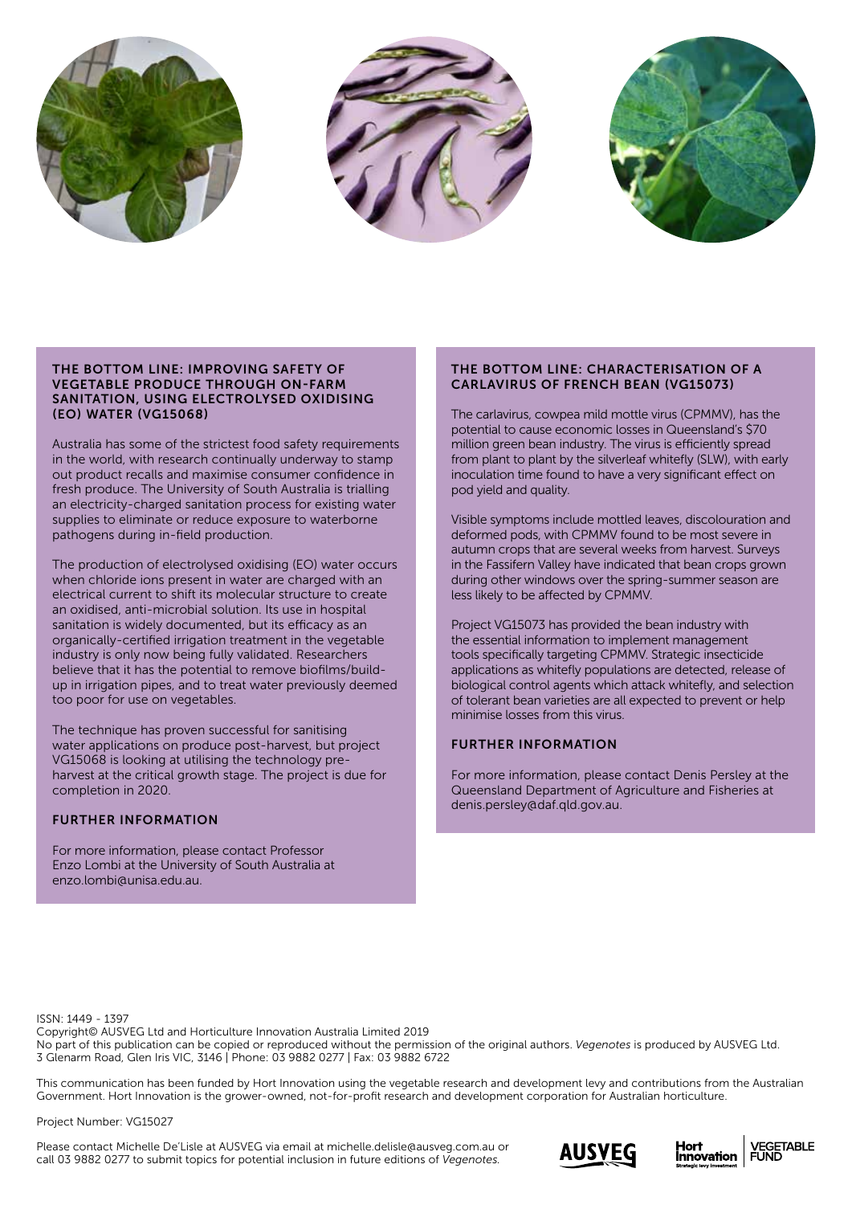## THE BOTTOM LINE: IMPROVING SAFETY OF VEGETABLE PRODUCE THROUGH ON-FARM SANITATION, USING ELECTROLYSED OXIDISING (EO) WATER (VG15068)

Australia has some of the strictest food safety requirements in the world, with research continually underway to stamp out product recalls and maximise consumer confidence in fresh produce. The University of South Australia is trialling an electricity-charged sanitation process for existing water supplies to eliminate or reduce exposure to waterborne pathogens during in-field production.

The production of electrolysed oxidising (EO) water occurs when chloride ions present in water are charged with an electrical current to shift its molecular structure to create an oxidised, anti-microbial solution. Its use in hospital sanitation is widely documented, but its efficacy as an organically-certified irrigation treatment in the vegetable industry is only now being fully validated. Researchers believe that it has the potential to remove biofilms/build-up in irrigation pipes, and to treat water previously deemed too poor for use on vegetables.

The technique has proven successful for sanitising water applications on produce post-harvest, but project VG15068 is looking at utilising the technology pre-harvest at the critical growth stage. The project is due for completion in 2020.

### FURTHER INFORMATION

For more information, please contact Professor Enzo Lombi at the University of South Australia at enzo.lombi@unisa.edu.au.

## THE BOTTOM LINE: CHARACTERISATION OF A CARLAVIRUS OF FRENCH BEAN (VG15073)

The carlavirus, cowpea mild mottle virus (CPMMV), has the potential to cause economic losses in Queensland's $70 million green bean industry. The virus is efficiently spread from plant to plant by the silverleaf whitefly (SLW), with early inoculation time found to have a very significant effect on pod yield and quality.

Visible symptoms include mottled leaves, discolouration and deformed pods, with CPMMV found to be most severe in autumn crops that are several weeks from harvest. Surveys in the Fassifern Valley have indicated that bean crops grown during other windows over the spring-summer season are less likely to be affected by CPMMV.

Project VG15073 has provided the bean industry with the essential information to implement management tools specifically targeting CPMMV. Strategic insecticide applications as whitefly populations are detected, release of biological control agents which attack whitefly, and selection of tolerant bean varieties are all expected to prevent or help minimise losses from this virus.

### FURTHER INFORMATION

For more information, please contact Denis Persley at the Queensland Department of Agriculture and Fisheries at denis.persley@daf.qld.gov.au.

ISSN: 1449 - 1397

Copyright© AUSVEG Ltd and Horticulture Innovation Australia Limited 2019

No part of this publication can be copied or reproduced without the permission of the original authors. *Vegenotes* is produced by AUSVEG Ltd. 3 Glenarm Road, Glen Iris VIC, 3146 | Phone: 03 9882 0277 | Fax: 03 9882 6722

This communication has been funded by Hort Innovation using the vegetable research and development levy and contributions from the Australian Government. Hort Innovation is the grower-owned, not-for-profit research and development corporation for Australian horticulture.

Project Number: VG15027

Please contact Michelle De'Lisle at AUSVEG via email at michelle.delisle@ausveg.com.au or call 03 9882 0277 to submit topics for potential inclusion in future editions of *Vegenotes*.